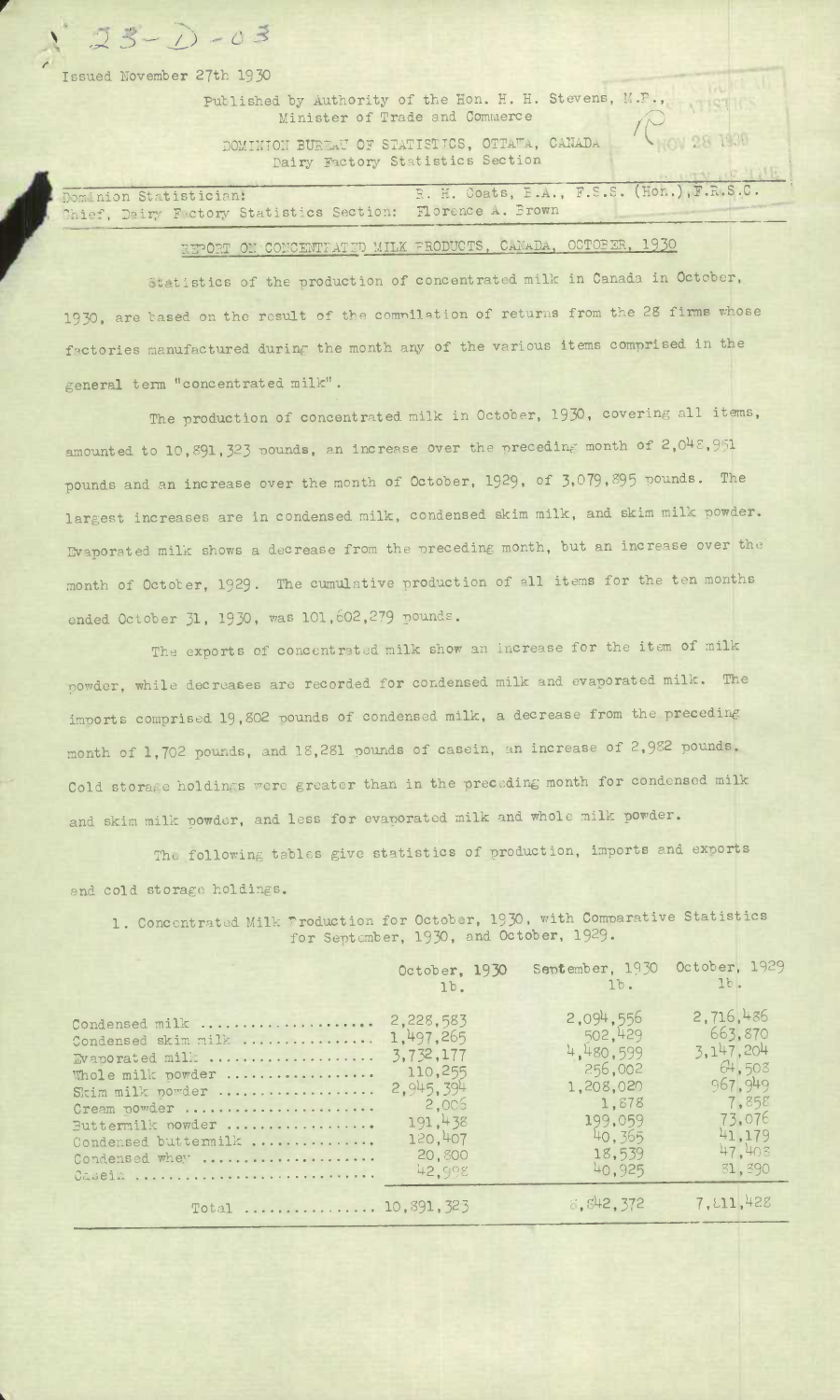23-D-03

Issued November 27th 1930

Published by Authority of the Hon. H. H. Stevens, M.P., Minister of Trade and Commerce

DOMINION BUREAU OF STATISTICS, OTTAWA, CANADA
Dairy Factory Statistics Section

Dominion Statistician: R. H. Coats, B.A., F.S.S. (Hon.), F.R.S.C.
Chief, Dairy Factory Statistics Section: Florence A. Brown

## REPORT ON CONCENTRATED MILK PRODUCTS, CANADA, OCTOBER, 1930

Statistics of the production of concentrated milk in Canada in October, 1930, are based on the result of the compilation of returns from the 28 firms whose factories manufactured during the month any of the various items comprised in the general term "concentrated milk".

The production of concentrated milk in October, 1930, covering all items, amounted to 10,891,323 pounds, an increase over the preceding month of 2,048,951 pounds and an increase over the month of October, 1929, of 3,079,895 pounds. The largest increases are in condensed milk, condensed skim milk, and skim milk powder. Evaporated milk shows a decrease from the preceding month, but an increase over the month of October, 1929. The cumulative production of all items for the ten months ended October 31, 1930, was 101,602,279 pounds.

The exports of concentrated milk show an increase for the item of milk powder, while decreases are recorded for condensed milk and evaporated milk. The imports comprised 19,802 pounds of condensed milk, a decrease from the preceding month of 1,702 pounds, and 18,281 pounds of casein, an increase of 2,982 pounds. Cold storage holdings were greater than in the preceding month for condensed milk and skim milk powder, and less for evaporated milk and whole milk powder.

The following tables give statistics of production, imports and exports and cold storage holdings.

1. Concentrated Milk Production for October, 1930, with Comparative Statistics for September, 1930, and October, 1929.

| | October, 1930 lb. | September, 1930 lb. | October, 1929 lb. |
|---|---|---|---|
| Condensed milk | 2,228,583 | 2,094,556 | 2,716,486 |
| Condensed skim milk | 1,497,265 | 502,429 | 663,870 |
| Evaporated milk | 3,732,177 | 4,480,599 | 3,147,204 |
| Whole milk powder | 110,255 | 256,002 | 64,508 |
| Skim milk powder | 2,945,394 | 1,208,020 | 967,949 |
| Cream powder | 2,006 | 1,878 | 7,858 |
| Buttermilk powder | 191,438 | 199,059 | 73,076 |
| Condensed buttermilk | 120,407 | 40,365 | 41,179 |
| Condensed whey | 20,800 | 18,539 | 47,408 |
| Casein | 42,998 | 40,925 | 81,890 |
| Total | 10,891,323 | 8,842,372 | 7,811,428 |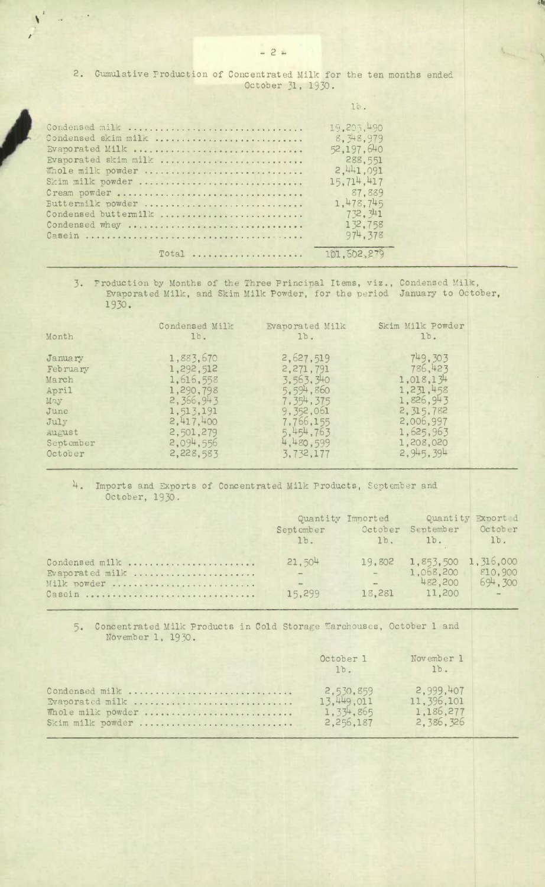2. Cumulative Production of Concentrated Milk for the ten months ended October 31, 1930.

| | lb. |
|---|---|
| Condensed milk | 19,205,490 |
| Condensed skim milk | 8,348,979 |
| Evaporated Milk | 52,197,640 |
| Evaporated skim milk | 288,551 |
| Whole milk powder | 2,441,091 |
| Skim milk powder | 15,714,417 |
| Cream powder | 87,889 |
| Buttermilk powder | 1,478,745 |
| Condensed buttermilk | 732,341 |
| Condensed whey | 132,758 |
| Casein | 974,378 |
| Total | 101,502,279 |

3. Production by Months of the Three Principal Items, viz., Condensed Milk, Evaporated Milk, and Skim Milk Powder, for the period January to October, 1930.

| Month | Condensed Milk lb. | Evaporated Milk lb. | Skim Milk Powder lb. |
|---|---|---|---|
| January | 1,883,670 | 2,627,519 | 749,303 |
| February | 1,292,512 | 2,271,791 | 786,423 |
| March | 1,616,558 | 3,563,340 | 1,018,134 |
| April | 1,290,798 | 5,594,860 | 1,231,458 |
| May | 2,366,943 | 7,354,375 | 1,826,943 |
| June | 1,513,191 | 9,352,061 | 2,315,782 |
| July | 2,417,400 | 7,766,155 | 2,006,997 |
| August | 2,501,279 | 5,454,763 | 1,625,963 |
| September | 2,094,556 | 4,480,599 | 1,208,020 |
| October | 2,228,583 | 3,732,177 | 2,945,394 |

4. Imports and Exports of Concentrated Milk Products, September and October, 1930.

| | Quantity Imported | | Quantity Exported | |
|---|---|---|---|---|
| | September lb. | October lb. | September lb. | October lb. |
| Condensed milk | 21,504 | 19,802 | 1,853,500 | 1,316,000 |
| Evaporated milk | - | - | 1,068,200 | 810,900 |
| Milk powder | - | - | 482,200 | 694,300 |
| Casein | 15,299 | 18,281 | 11,200 | - |

5. Concentrated Milk Products in Cold Storage Warehouses, October 1 and November 1, 1930.

| | October 1 lb. | November 1 lb. |
|---|---|---|
| Condensed milk | 2,530,859 | 2,999,407 |
| Evaporated milk | 13,449,011 | 11,396,101 |
| Whole milk powder | 1,334,865 | 1,186,277 |
| Skim milk powder | 2,256,187 | 2,386,326 |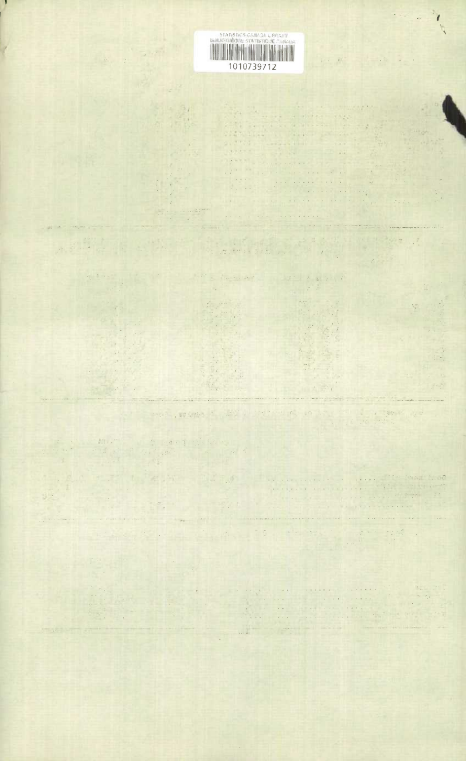STATISTICS CANADA LIBRARY
BIBLIOTHÈQUE STATISTIQUE CANADA

1010739712